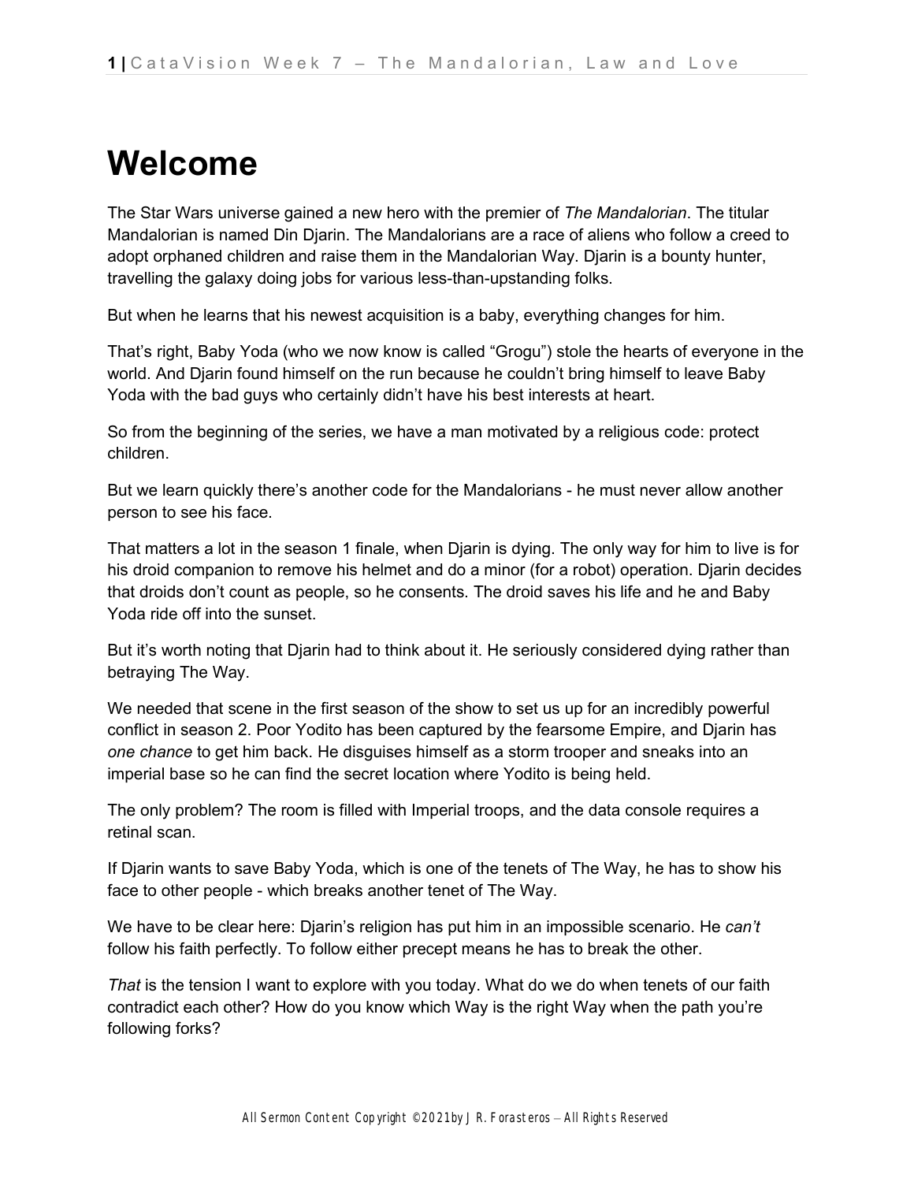# Welcome

The Star Wars universe gained a new hero with the premier of *The Mandalorian*. The titular Mandalorian is named Din Djarin. The Mandalorians are a race of aliens who follow a creed to adopt orphaned children and raise them in the Mandalorian Way. Djarin is a bounty hunter, travelling the galaxy doing jobs for various less-than-upstanding folks.

But when he learns that his newest acquisition is a baby, everything changes for him.

That's right, Baby Yoda (who we now know is called "Grogu") stole the hearts of everyone in the world. And Djarin found himself on the run because he couldn't bring himself to leave Baby Yoda with the bad guys who certainly didn't have his best interests at heart.

So from the beginning of the series, we have a man motivated by a religious code: protect children.

But we learn quickly there's another code for the Mandalorians - he must never allow another person to see his face.

That matters a lot in the season 1 finale, when Djarin is dying. The only way for him to live is for his droid companion to remove his helmet and do a minor (for a robot) operation. Djarin decides that droids don't count as people, so he consents. The droid saves his life and he and Baby Yoda ride off into the sunset.

But it's worth noting that Djarin had to think about it. He seriously considered dying rather than betraying The Way.

We needed that scene in the first season of the show to set us up for an incredibly powerful conflict in season 2. Poor Yodito has been captured by the fearsome Empire, and Djarin has *one chance* to get him back. He disguises himself as a storm trooper and sneaks into an imperial base so he can find the secret location where Yodito is being held.

The only problem? The room is filled with Imperial troops, and the data console requires a retinal scan.

If Djarin wants to save Baby Yoda, which is one of the tenets of The Way, he has to show his face to other people - which breaks another tenet of The Way.

We have to be clear here: Djarin's religion has put him in an impossible scenario. He *can't* follow his faith perfectly. To follow either precept means he has to break the other.

*That* is the tension I want to explore with you today. What do we do when tenets of our faith contradict each other? How do you know which Way is the right Way when the path you're following forks?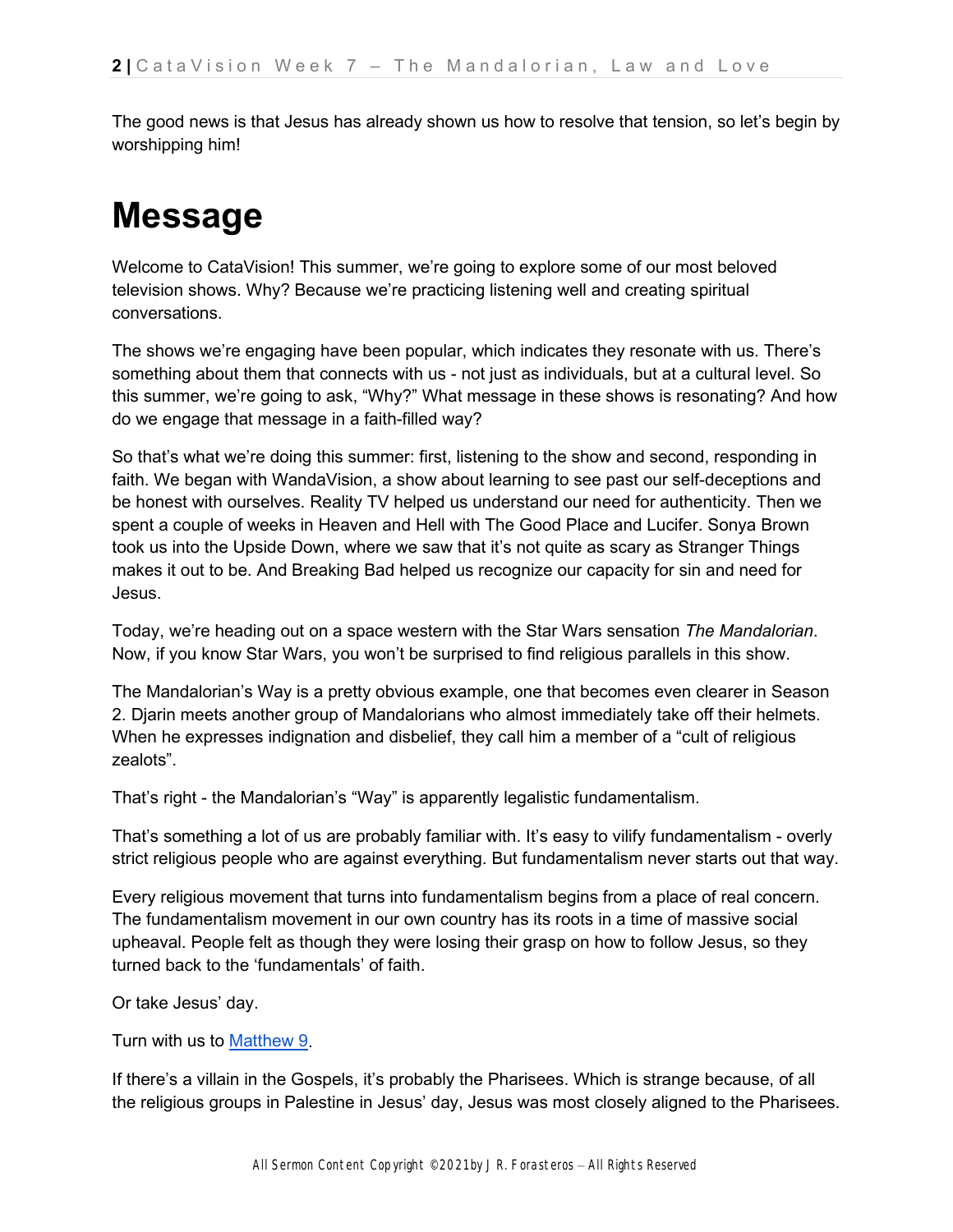The good news is that Jesus has already shown us how to resolve that tension, so let's begin by worshipping him!

# Message

Welcome to CataVision! This summer, we're going to explore some of our most beloved television shows. Why? Because we're practicing listening well and creating spiritual conversations.

The shows we're engaging have been popular, which indicates they resonate with us. There's something about them that connects with us - not just as individuals, but at a cultural level. So this summer, we're going to ask, "Why?" What message in these shows is resonating? And how do we engage that message in a faith-filled way?

So that's what we're doing this summer: first, listening to the show and second, responding in faith. We began with WandaVision, a show about learning to see past our self-deceptions and be honest with ourselves. Reality TV helped us understand our need for authenticity. Then we spent a couple of weeks in Heaven and Hell with The Good Place and Lucifer. Sonya Brown took us into the Upside Down, where we saw that it's not quite as scary as Stranger Things makes it out to be. And Breaking Bad helped us recognize our capacity for sin and need for Jesus.

Today, we're heading out on a space western with the Star Wars sensation *The Mandalorian*. Now, if you know Star Wars, you won't be surprised to find religious parallels in this show.

The Mandalorian's Way is a pretty obvious example, one that becomes even clearer in Season 2. Djarin meets another group of Mandalorians who almost immediately take off their helmets. When he expresses indignation and disbelief, they call him a member of a "cult of religious zealots".

That's right - the Mandalorian's "Way" is apparently legalistic fundamentalism.

That's something a lot of us are probably familiar with. It's easy to vilify fundamentalism - overly strict religious people who are against everything. But fundamentalism never starts out that way.

Every religious movement that turns into fundamentalism begins from a place of real concern. The fundamentalism movement in our own country has its roots in a time of massive social upheaval. People felt as though they were losing their grasp on how to follow Jesus, so they turned back to the 'fundamentals' of faith.

Or take Jesus' day.

Turn with us to Matthew 9.

If there's a villain in the Gospels, it's probably the Pharisees. Which is strange because, of all the religious groups in Palestine in Jesus' day, Jesus was most closely aligned to the Pharisees.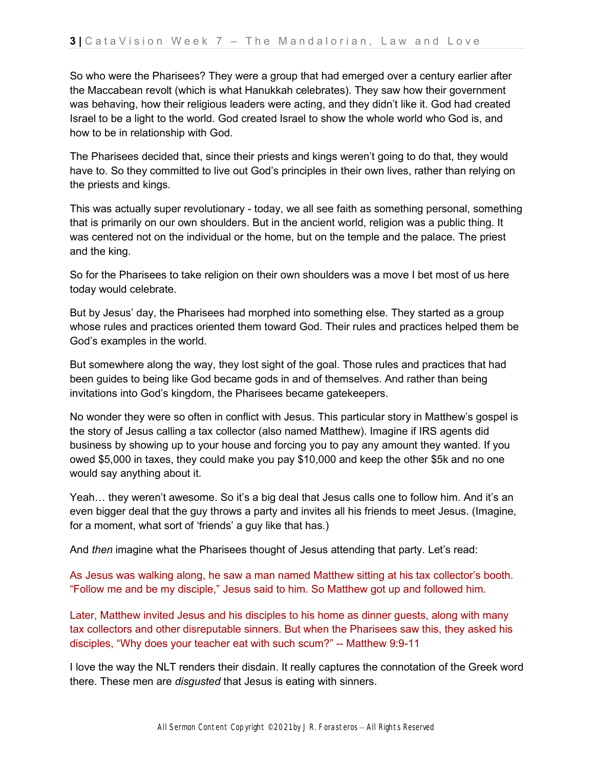So who were the Pharisees? They were a group that had emerged over a century earlier after the Maccabean revolt (which is what Hanukkah celebrates). They saw how their government was behaving, how their religious leaders were acting, and they didn't like it. God had created Israel to be a light to the world. God created Israel to show the whole world who God is, and how to be in relationship with God.

The Pharisees decided that, since their priests and kings weren't going to do that, they would have to. So they committed to live out God's principles in their own lives, rather than relying on the priests and kings.

This was actually super revolutionary - today, we all see faith as something personal, something that is primarily on our own shoulders. But in the ancient world, religion was a public thing. It was centered not on the individual or the home, but on the temple and the palace. The priest and the king.

So for the Pharisees to take religion on their own shoulders was a move I bet most of us here today would celebrate.

But by Jesus' day, the Pharisees had morphed into something else. They started as a group whose rules and practices oriented them toward God. Their rules and practices helped them be God's examples in the world.

But somewhere along the way, they lost sight of the goal. Those rules and practices that had been guides to being like God became gods in and of themselves. And rather than being invitations into God's kingdom, the Pharisees became gatekeepers.

No wonder they were so often in conflict with Jesus. This particular story in Matthew's gospel is the story of Jesus calling a tax collector (also named Matthew). Imagine if IRS agents did business by showing up to your house and forcing you to pay any amount they wanted. If you owed $5,000 in taxes, they could make you pay $10,000 and keep the other $5k and no one would say anything about it.

Yeah… they weren't awesome. So it's a big deal that Jesus calls one to follow him. And it's an even bigger deal that the guy throws a party and invites all his friends to meet Jesus. (Imagine, for a moment, what sort of 'friends' a guy like that has.)

And *then* imagine what the Pharisees thought of Jesus attending that party. Let's read:

As Jesus was walking along, he saw a man named Matthew sitting at his tax collector's booth. "Follow me and be my disciple," Jesus said to him. So Matthew got up and followed him.

Later, Matthew invited Jesus and his disciples to his home as dinner guests, along with many tax collectors and other disreputable sinners. But when the Pharisees saw this, they asked his disciples, "Why does your teacher eat with such scum?" -- Matthew 9:9-11

I love the way the NLT renders their disdain. It really captures the connotation of the Greek word there. These men are *disgusted* that Jesus is eating with sinners.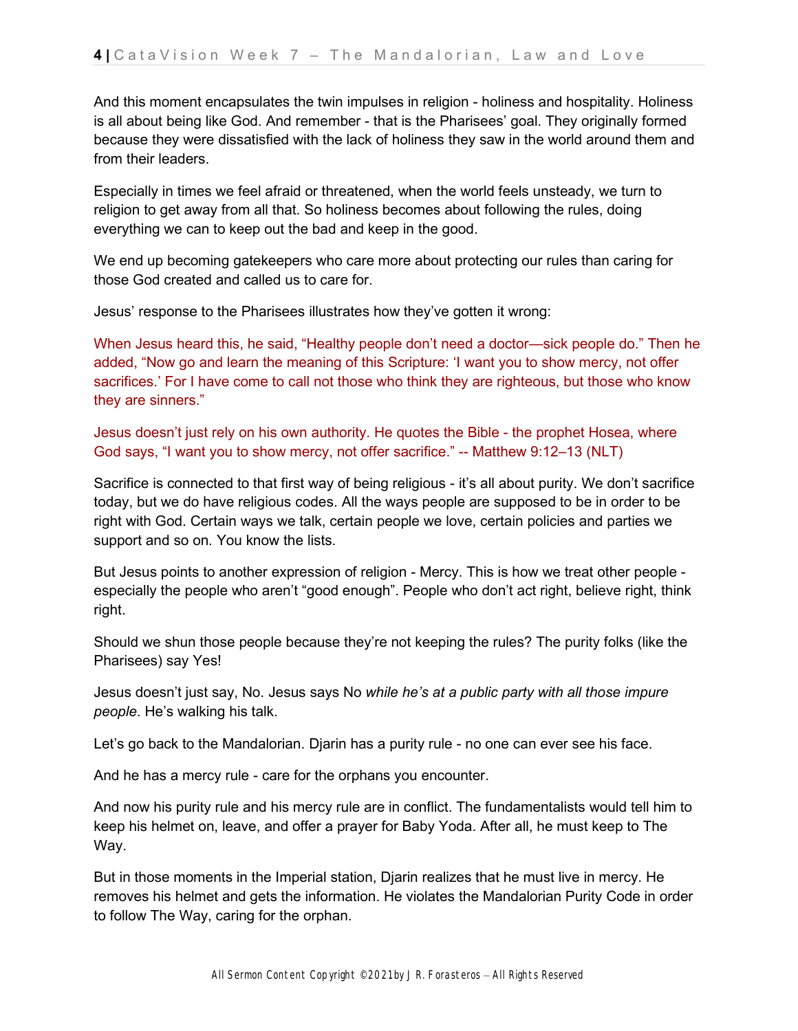And this moment encapsulates the twin impulses in religion - holiness and hospitality. Holiness is all about being like God. And remember - that is the Pharisees' goal. They originally formed because they were dissatisfied with the lack of holiness they saw in the world around them and from their leaders.

Especially in times we feel afraid or threatened, when the world feels unsteady, we turn to religion to get away from all that. So holiness becomes about following the rules, doing everything we can to keep out the bad and keep in the good.

We end up becoming gatekeepers who care more about protecting our rules than caring for those God created and called us to care for.

Jesus' response to the Pharisees illustrates how they've gotten it wrong:

When Jesus heard this, he said, "Healthy people don't need a doctor—sick people do." Then he added, "Now go and learn the meaning of this Scripture: 'I want you to show mercy, not offer sacrifices.' For I have come to call not those who think they are righteous, but those who know they are sinners."

Jesus doesn't just rely on his own authority. He quotes the Bible - the prophet Hosea, where God says, "I want you to show mercy, not offer sacrifice." -- Matthew 9:12–13 (NLT)

Sacrifice is connected to that first way of being religious - it's all about purity. We don't sacrifice today, but we do have religious codes. All the ways people are supposed to be in order to be right with God. Certain ways we talk, certain people we love, certain policies and parties we support and so on. You know the lists.

But Jesus points to another expression of religion - Mercy. This is how we treat other people - especially the people who aren't "good enough". People who don't act right, believe right, think right.

Should we shun those people because they're not keeping the rules? The purity folks (like the Pharisees) say Yes!

Jesus doesn't just say, No. Jesus says No *while he's at a public party with all those impure people*. He's walking his talk.

Let's go back to the Mandalorian. Djarin has a purity rule - no one can ever see his face.

And he has a mercy rule - care for the orphans you encounter.

And now his purity rule and his mercy rule are in conflict. The fundamentalists would tell him to keep his helmet on, leave, and offer a prayer for Baby Yoda. After all, he must keep to The Way.

But in those moments in the Imperial station, Djarin realizes that he must live in mercy. He removes his helmet and gets the information. He violates the Mandalorian Purity Code in order to follow The Way, caring for the orphan.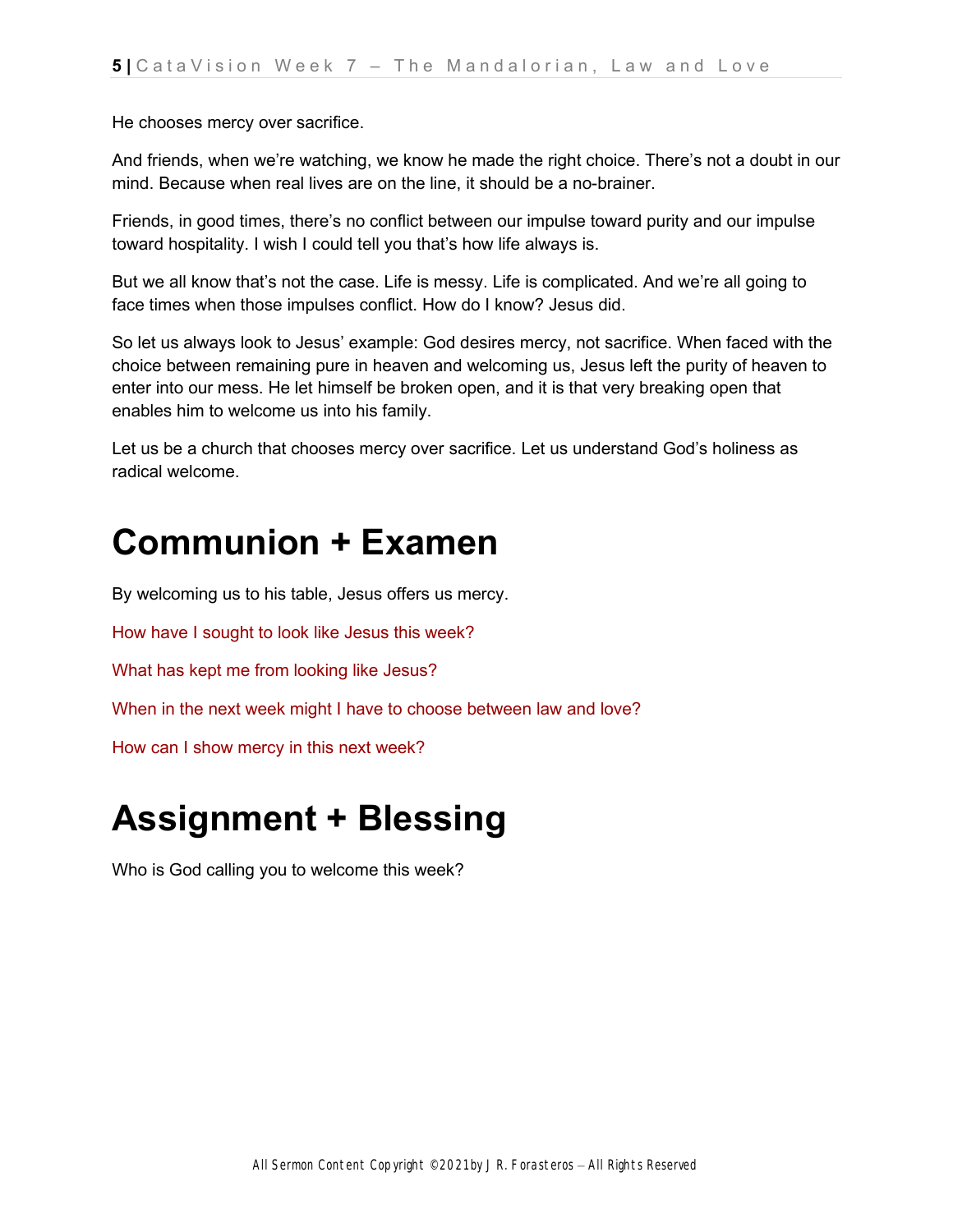He chooses mercy over sacrifice.

And friends, when we're watching, we know he made the right choice. There's not a doubt in our mind. Because when real lives are on the line, it should be a no-brainer.

Friends, in good times, there's no conflict between our impulse toward purity and our impulse toward hospitality. I wish I could tell you that's how life always is.

But we all know that's not the case. Life is messy. Life is complicated. And we're all going to face times when those impulses conflict. How do I know? Jesus did.

So let us always look to Jesus' example: God desires mercy, not sacrifice. When faced with the choice between remaining pure in heaven and welcoming us, Jesus left the purity of heaven to enter into our mess. He let himself be broken open, and it is that very breaking open that enables him to welcome us into his family.

Let us be a church that chooses mercy over sacrifice. Let us understand God's holiness as radical welcome.

# Communion + Examen

By welcoming us to his table, Jesus offers us mercy.

How have I sought to look like Jesus this week?

What has kept me from looking like Jesus?

When in the next week might I have to choose between law and love?

How can I show mercy in this next week?

# Assignment + Blessing

Who is God calling you to welcome this week?